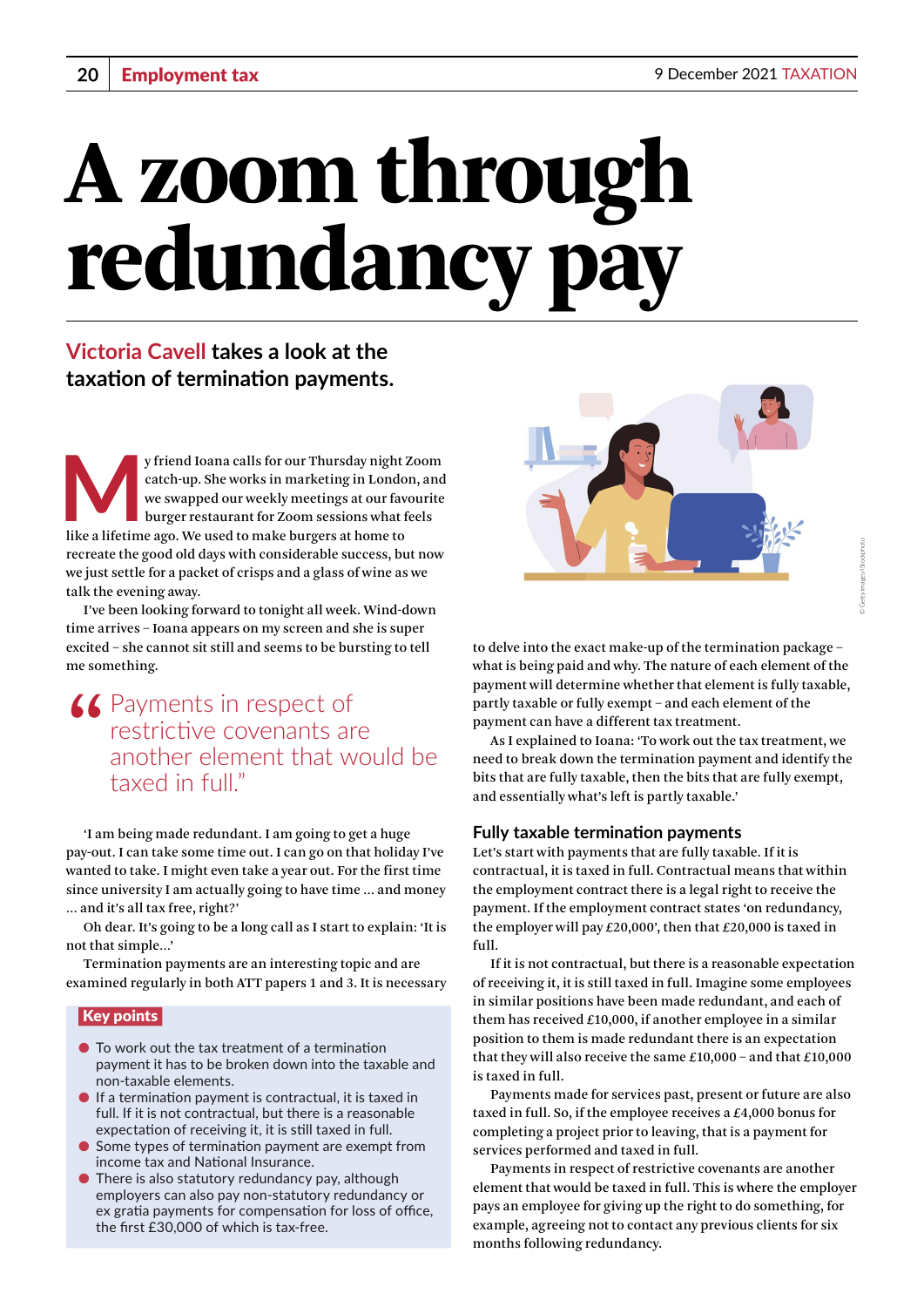# A zoom through redundancy pay

**Victoria Cavell takes a look at the taxation of termination payments.**

My friend Ioana calls for our Thursday night Zoom catch-up. She works in marketing in London, and we swapped our weekly meetings at our favourite burger restaurant for Zoom sessions what feels like a lifetime ago. We used to make burgers at home to recreate the good old days with considerable success, but now we just settle for a packet of crisps and a glass of wine as we talk the evening away.

I've been looking forward to tonight all week. Wind-down time arrives – Ioana appears on my screen and she is super excited – she cannot sit still and seems to be bursting to tell me something.

> "Payments in respect of restrictive covenants are another element that would be taxed in full."

'I am being made redundant. I am going to get a huge pay-out. I can take some time out. I can go on that holiday I've wanted to take. I might even take a year out. For the first time since university I am actually going to have time … and money … and it's all tax free, right?'

Oh dear. It's going to be a long call as I start to explain: 'It is not that simple…'

Termination payments are an interesting topic and are examined regularly in both ATT papers 1 and 3. It is necessary to delve into the exact make-up of the termination package – what is being paid and why. The nature of each element of the payment will determine whether that element is fully taxable, partly taxable or fully exempt – and each element of the payment can have a different tax treatment.

As I explained to Ioana: 'To work out the tax treatment, we need to break down the termination payment and identify the bits that are fully taxable, then the bits that are fully exempt, and essentially what's left is partly taxable.'

## Fully taxable termination payments

Let's start with payments that are fully taxable. If it is contractual, it is taxed in full. Contractual means that within the employment contract there is a legal right to receive the payment. If the employment contract states 'on redundancy, the employer will pay £20,000', then that £20,000 is taxed in full.

If it is not contractual, but there is a reasonable expectation of receiving it, it is still taxed in full. Imagine some employees in similar positions have been made redundant, and each of them has received £10,000, if another employee in a similar position to them is made redundant there is an expectation that they will also receive the same £10,000 – and that £10,000 is taxed in full.

Payments made for services past, present or future are also taxed in full. So, if the employee receives a £4,000 bonus for completing a project prior to leaving, that is a payment for services performed and taxed in full.

Payments in respect of restrictive covenants are another element that would be taxed in full. This is where the employer pays an employee for giving up the right to do something, for example, agreeing not to contact any previous clients for six months following redundancy.

> **Key points**
>
> - To work out the tax treatment of a termination payment it has to be broken down into the taxable and non-taxable elements.
> - If a termination payment is contractual, it is taxed in full. If it is not contractual, but there is a reasonable expectation of receiving it, it is still taxed in full.
> - Some types of termination payment are exempt from income tax and National Insurance.
> - There is also statutory redundancy pay, although employers can also pay non-statutory redundancy or ex gratia payments for compensation for loss of office, the first £30,000 of which is tax-free.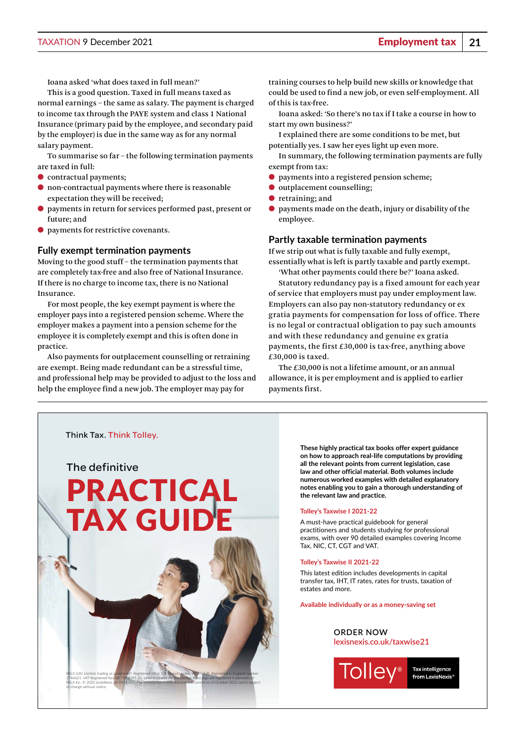Ioana asked 'what does taxed in full mean?'

This is a good question. Taxed in full means taxed as normal earnings – the same as salary. The payment is charged to income tax through the PAYE system and class 1 National Insurance (primary paid by the employee, and secondary paid by the employer) is due in the same way as for any normal salary payment.

To summarise so far – the following termination payments are taxed in full:

- contractual payments;
- non-contractual payments where there is reasonable expectation they will be received;
- payments in return for services performed past, present or future; and
- payments for restrictive covenants.

## Fully exempt termination payments

Moving to the good stuff – the termination payments that are completely tax-free and also free of National Insurance. If there is no charge to income tax, there is no National Insurance.

For most people, the key exempt payment is where the employer pays into a registered pension scheme. Where the employer makes a payment into a pension scheme for the employee it is completely exempt and this is often done in practice.

Also payments for outplacement counselling or retraining are exempt. Being made redundant can be a stressful time, and professional help may be provided to adjust to the loss and help the employee find a new job. The employer may pay for training courses to help build new skills or knowledge that could be used to find a new job, or even self-employment. All of this is tax-free.

Ioana asked: 'So there's no tax if I take a course in how to start my own business?'

I explained there are some conditions to be met, but potentially yes. I saw her eyes light up even more.

In summary, the following termination payments are fully exempt from tax:

- payments into a registered pension scheme;
- outplacement counselling;
- retraining; and
- payments made on the death, injury or disability of the employee.

## Partly taxable termination payments

If we strip out what is fully taxable and fully exempt, essentially what is left is partly taxable and partly exempt.

'What other payments could there be?' Ioana asked.

Statutory redundancy pay is a fixed amount for each year of service that employers must pay under employment law. Employers can also pay non-statutory redundancy or ex gratia payments for compensation for loss of office. There is no legal or contractual obligation to pay such amounts and with these redundancy and genuine ex gratia payments, the first £30,000 is tax-free, anything above £30,000 is taxed.

The £30,000 is not a lifetime amount, or an annual allowance, it is per employment and is applied to earlier payments first.

---

Think Tax. Think Tolley.

The definitive

**PRACTICAL TAX GUIDE**

**These highly practical tax books offer expert guidance on how to approach real-life computations by providing all the relevant points from current legislation, case law and other official material. Both volumes include numerous worked examples with detailed explanatory notes enabling you to gain a thorough understanding of the relevant law and practice.**

**Tolley's Taxwise I 2021-22**

A must-have practical guidebook for general practitioners and students studying for professional exams, with over 90 detailed examples covering Income Tax, NIC, CT, CGT and VAT.

**Tolley's Taxwise II 2021-22**

This latest edition includes developments in capital transfer tax, IHT, IT rates, rates for trusts, taxation of estates and more.

**Available individually or as a money-saving set**

ORDER NOW
lexisnexis.co.uk/taxwise21

Tolley® Tax intelligence from LexisNexis®

RELX (UK) Limited, trading as LexisNexis®. Registered office 1-3 Strand London WC2N 5JR. Registered in England number 2746621. VAT Registered No. GB 730 8595 20. LexisNexis and the Knowledge Burst logo are registered trademarks of RELX Inc. © 2021 LexisNexis SA-0921-017. The information in this document is current as of October 2021 and is subject to change without notice.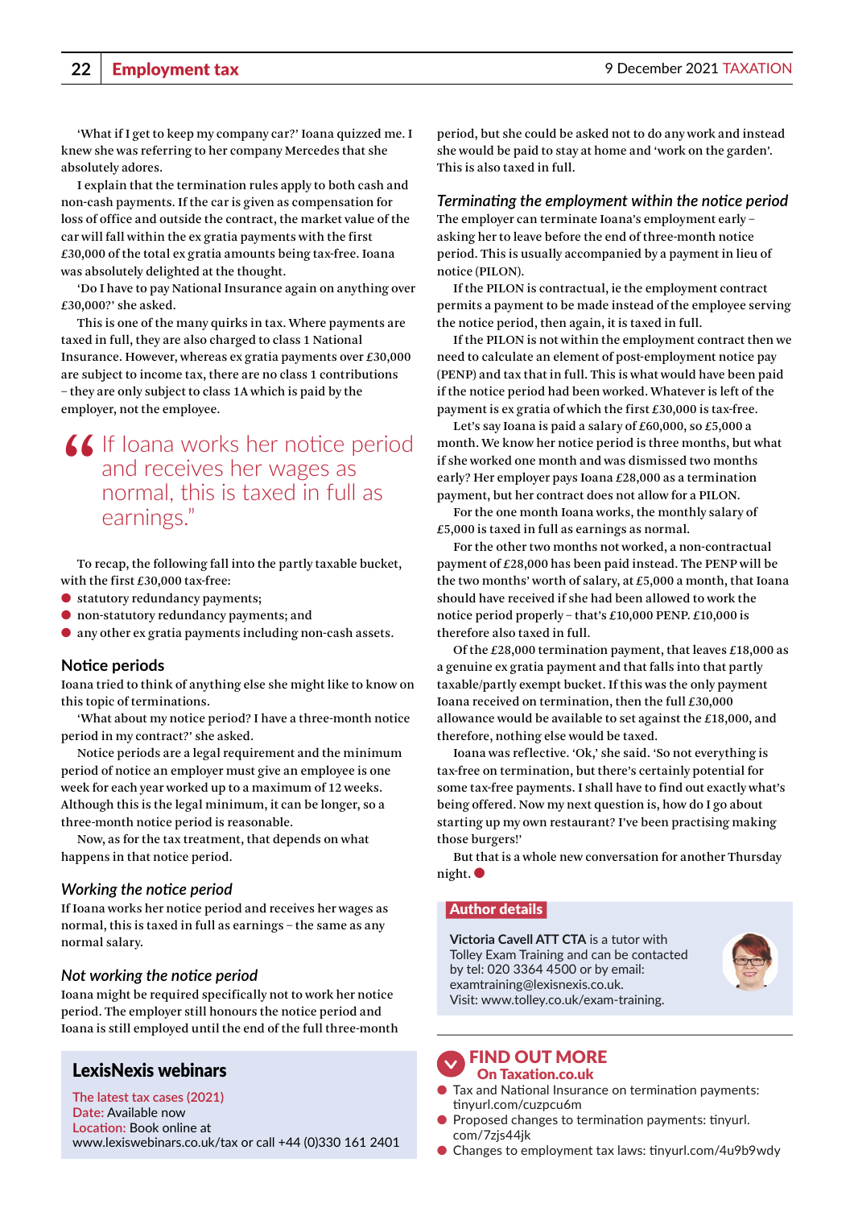'What if I get to keep my company car?' Ioana quizzed me. I knew she was referring to her company Mercedes that she absolutely adores.

I explain that the termination rules apply to both cash and non-cash payments. If the car is given as compensation for loss of office and outside the contract, the market value of the car will fall within the ex gratia payments with the first £30,000 of the total ex gratia amounts being tax-free. Ioana was absolutely delighted at the thought.

'Do I have to pay National Insurance again on anything over £30,000?' she asked.

This is one of the many quirks in tax. Where payments are taxed in full, they are also charged to class 1 National Insurance. However, whereas ex gratia payments over £30,000 are subject to income tax, there are no class 1 contributions – they are only subject to class 1A which is paid by the employer, not the employee.

> "If Ioana works her notice period and receives her wages as normal, this is taxed in full as earnings."

To recap, the following fall into the partly taxable bucket, with the first £30,000 tax-free:

- statutory redundancy payments;
- non-statutory redundancy payments; and
- any other ex gratia payments including non-cash assets.

## Notice periods

Ioana tried to think of anything else she might like to know on this topic of terminations.

'What about my notice period? I have a three-month notice period in my contract?' she asked.

Notice periods are a legal requirement and the minimum period of notice an employer must give an employee is one week for each year worked up to a maximum of 12 weeks. Although this is the legal minimum, it can be longer, so a three-month notice period is reasonable.

Now, as for the tax treatment, that depends on what happens in that notice period.

### *Working the notice period*

If Ioana works her notice period and receives her wages as normal, this is taxed in full as earnings – the same as any normal salary.

### *Not working the notice period*

Ioana might be required specifically not to work her notice period. The employer still honours the notice period and Ioana is still employed until the end of the full three-month period, but she could be asked not to do any work and instead she would be paid to stay at home and 'work on the garden'. This is also taxed in full.

### *Terminating the employment within the notice period*

The employer can terminate Ioana's employment early – asking her to leave before the end of three-month notice period. This is usually accompanied by a payment in lieu of notice (PILON).

If the PILON is contractual, ie the employment contract permits a payment to be made instead of the employee serving the notice period, then again, it is taxed in full.

If the PILON is not within the employment contract then we need to calculate an element of post-employment notice pay (PENP) and tax that in full. This is what would have been paid if the notice period had been worked. Whatever is left of the payment is ex gratia of which the first £30,000 is tax-free.

Let's say Ioana is paid a salary of £60,000, so £5,000 a month. We know her notice period is three months, but what if she worked one month and was dismissed two months early? Her employer pays Ioana £28,000 as a termination payment, but her contract does not allow for a PILON.

For the one month Ioana works, the monthly salary of £5,000 is taxed in full as earnings as normal.

For the other two months not worked, a non-contractual payment of £28,000 has been paid instead. The PENP will be the two months' worth of salary, at £5,000 a month, that Ioana should have received if she had been allowed to work the notice period properly – that's £10,000 PENP. £10,000 is therefore also taxed in full.

Of the £28,000 termination payment, that leaves £18,000 as a genuine ex gratia payment and that falls into that partly taxable/partly exempt bucket. If this was the only payment Ioana received on termination, then the full £30,000 allowance would be available to set against the £18,000, and therefore, nothing else would be taxed.

Ioana was reflective. 'Ok,' she said. 'So not everything is tax-free on termination, but there's certainly potential for some tax-free payments. I shall have to find out exactly what's being offered. Now my next question is, how do I go about starting up my own restaurant? I've been practising making those burgers!'

But that is a whole new conversation for another Thursday night.

**Author details**

**Victoria Cavell ATT CTA** is a tutor with Tolley Exam Training and can be contacted by tel: 020 3364 4500 or by email: examtraining@lexisnexis.co.uk.
Visit: www.tolley.co.uk/exam-training.

**FIND OUT MORE**
**On Taxation.co.uk**

- Tax and National Insurance on termination payments: tinyurl.com/cuzpcu6m
- Proposed changes to termination payments: tinyurl.com/7zjs44jk
- Changes to employment tax laws: tinyurl.com/4u9b9wdy

**LexisNexis webinars**

The latest tax cases (2021)
Date: Available now
Location: Book online at www.lexiswebinars.co.uk/tax or call +44 (0)330 161 2401